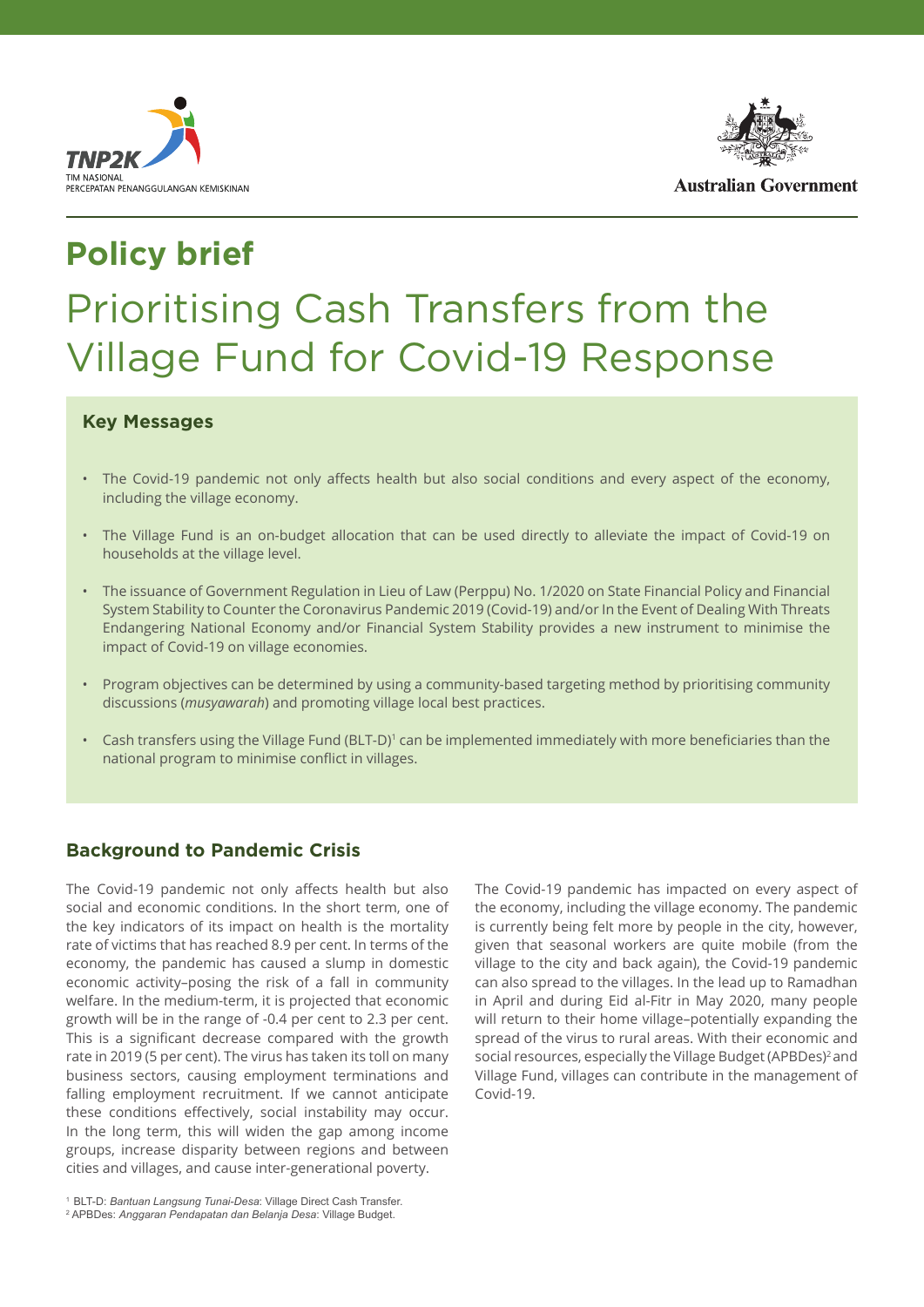TNP2K
TIM NASIONAL
PERCEPATAN PENANGGULANGAN KEMISKINAN

Australian Government

# Policy brief

# Prioritising Cash Transfers from the Village Fund for Covid-19 Response

### Key Messages

- The Covid-19 pandemic not only affects health but also social conditions and every aspect of the economy, including the village economy.
- The Village Fund is an on-budget allocation that can be used directly to alleviate the impact of Covid-19 on households at the village level.
- The issuance of Government Regulation in Lieu of Law (Perppu) No. 1/2020 on State Financial Policy and Financial System Stability to Counter the Coronavirus Pandemic 2019 (Covid-19) and/or In the Event of Dealing With Threats Endangering National Economy and/or Financial System Stability provides a new instrument to minimise the impact of Covid-19 on village economies.
- Program objectives can be determined by using a community-based targeting method by prioritising community discussions (*musyawarah*) and promoting village local best practices.
- Cash transfers using the Village Fund (BLT-D)[1] can be implemented immediately with more beneficiaries than the national program to minimise conflict in villages.

## Background to Pandemic Crisis

The Covid-19 pandemic not only affects health but also social and economic conditions. In the short term, one of the key indicators of its impact on health is the mortality rate of victims that has reached 8.9 per cent. In terms of the economy, the pandemic has caused a slump in domestic economic activity–posing the risk of a fall in community welfare. In the medium-term, it is projected that economic growth will be in the range of -0.4 per cent to 2.3 per cent. This is a significant decrease compared with the growth rate in 2019 (5 per cent). The virus has taken its toll on many business sectors, causing employment terminations and falling employment recruitment. If we cannot anticipate these conditions effectively, social instability may occur. In the long term, this will widen the gap among income groups, increase disparity between regions and between cities and villages, and cause inter-generational poverty.

The Covid-19 pandemic has impacted on every aspect of the economy, including the village economy. The pandemic is currently being felt more by people in the city, however, given that seasonal workers are quite mobile (from the village to the city and back again), the Covid-19 pandemic can also spread to the villages. In the lead up to Ramadhan in April and during Eid al-Fitr in May 2020, many people will return to their home village–potentially expanding the spread of the virus to rural areas. With their economic and social resources, especially the Village Budget (APBDes)[2] and Village Fund, villages can contribute in the management of Covid-19.

[1] BLT-D: *Bantuan Langsung Tunai-Desa*: Village Direct Cash Transfer.
[2] APBDes: *Anggaran Pendapatan dan Belanja Desa*: Village Budget.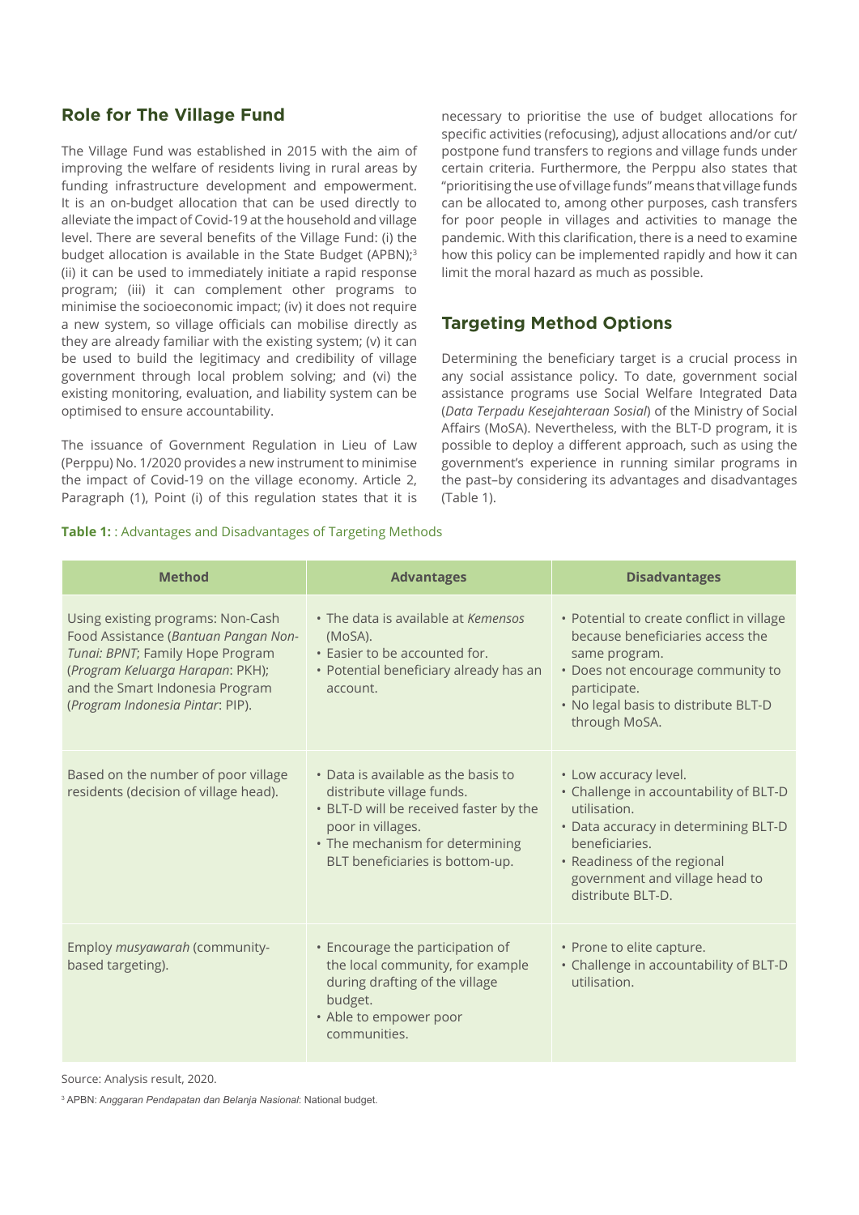## Role for The Village Fund

The Village Fund was established in 2015 with the aim of improving the welfare of residents living in rural areas by funding infrastructure development and empowerment. It is an on-budget allocation that can be used directly to alleviate the impact of Covid-19 at the household and village level. There are several benefits of the Village Fund: (i) the budget allocation is available in the State Budget (APBN);[3] (ii) it can be used to immediately initiate a rapid response program; (iii) it can complement other programs to minimise the socioeconomic impact; (iv) it does not require a new system, so village officials can mobilise directly as they are already familiar with the existing system; (v) it can be used to build the legitimacy and credibility of village government through local problem solving; and (vi) the existing monitoring, evaluation, and liability system can be optimised to ensure accountability.

The issuance of Government Regulation in Lieu of Law (Perppu) No. 1/2020 provides a new instrument to minimise the impact of Covid-19 on the village economy. Article 2, Paragraph (1), Point (i) of this regulation states that it is necessary to prioritise the use of budget allocations for specific activities (refocusing), adjust allocations and/or cut/postpone fund transfers to regions and village funds under certain criteria. Furthermore, the Perppu also states that "prioritising the use of village funds" means that village funds can be allocated to, among other purposes, cash transfers for poor people in villages and activities to manage the pandemic. With this clarification, there is a need to examine how this policy can be implemented rapidly and how it can limit the moral hazard as much as possible.

## Targeting Method Options

Determining the beneficiary target is a crucial process in any social assistance policy. To date, government social assistance programs use Social Welfare Integrated Data (*Data Terpadu Kesejahteraan Sosial*) of the Ministry of Social Affairs (MoSA). Nevertheless, with the BLT-D program, it is possible to deploy a different approach, such as using the government's experience in running similar programs in the past–by considering its advantages and disadvantages (Table 1).

**Table 1:** : Advantages and Disadvantages of Targeting Methods

| Method | Advantages | Disadvantages |
|---|---|---|
| Using existing programs: Non-Cash Food Assistance (*Bantuan Pangan Non-Tunai: BPNT*; Family Hope Program (*Program Keluarga Harapan*: PKH); and the Smart Indonesia Program (*Program Indonesia Pintar*: PIP). | • The data is available at *Kemensos* (MoSA).<br>• Easier to be accounted for.<br>• Potential beneficiary already has an account. | • Potential to create conflict in village because beneficiaries access the same program.<br>• Does not encourage community to participate.<br>• No legal basis to distribute BLT-D through MoSA. |
| Based on the number of poor village residents (decision of village head). | • Data is available as the basis to distribute village funds.<br>• BLT-D will be received faster by the poor in villages.<br>• The mechanism for determining BLT beneficiaries is bottom-up. | • Low accuracy level.<br>• Challenge in accountability of BLT-D utilisation.<br>• Data accuracy in determining BLT-D beneficiaries.<br>• Readiness of the regional government and village head to distribute BLT-D. |
| Employ *musyawarah* (community-based targeting). | • Encourage the participation of the local community, for example during drafting of the village budget.<br>• Able to empower poor communities. | • Prone to elite capture.<br>• Challenge in accountability of BLT-D utilisation. |

Source: Analysis result, 2020.

[3] APBN: *Anggaran Pendapatan dan Belanja Nasional*: National budget.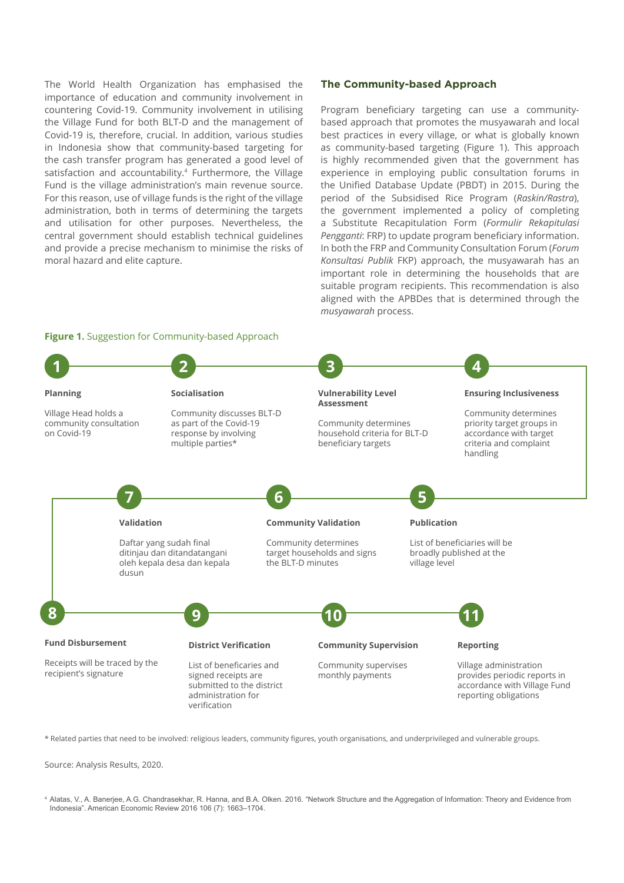The World Health Organization has emphasised the importance of education and community involvement in countering Covid-19. Community involvement in utilising the Village Fund for both BLT-D and the management of Covid-19 is, therefore, crucial. In addition, various studies in Indonesia show that community-based targeting for the cash transfer program has generated a good level of satisfaction and accountability.[4] Furthermore, the Village Fund is the village administration's main revenue source. For this reason, use of village funds is the right of the village administration, both in terms of determining the targets and utilisation for other purposes. Nevertheless, the central government should establish technical guidelines and provide a precise mechanism to minimise the risks of moral hazard and elite capture.

### The Community-based Approach

Program beneficiary targeting can use a community-based approach that promotes the musyawarah and local best practices in every village, or what is globally known as community-based targeting (Figure 1). This approach is highly recommended given that the government has experience in employing public consultation forums in the Unified Database Update (PBDT) in 2015. During the period of the Subsidised Rice Program (*Raskin/Rastra*), the government implemented a policy of completing a Substitute Recapitulation Form (*Formulir Rekapitulasi Pengganti*: FRP) to update program beneficiary information. In both the FRP and Community Consultation Forum (*Forum Konsultasi Publik* FKP) approach, the musyawarah has an important role in determining the households that are suitable program recipients. This recommendation is also aligned with the APBDes that is determined through the *musyawarah* process.

**Figure 1.** Suggestion for Community-based Approach

1. **Planning**
   Village Head holds a community consultation on Covid-19
2. **Socialisation**
   Community discusses BLT-D as part of the Covid-19 response by involving multiple parties*
3. **Vulnerability Level Assessment**
   Community determines household criteria for BLT-D beneficiary targets
4. **Ensuring Inclusiveness**
   Community determines priority target groups in accordance with target criteria and complaint handling
5. **Publication**
   List of beneficiaries will be broadly published at the village level
6. **Community Validation**
   Community determines target households and signs the BLT-D minutes
7. **Validation**
   Daftar yang sudah final ditinjau dan ditandatangani oleh kepala desa dan kepala dusun
8. **Fund Disbursement**
   Receipts will be traced by the recipient's signature
9. **District Verification**
   List of beneficaries and signed receipts are submitted to the district administration for verification
10. **Community Supervision**
    Community supervises monthly payments
11. **Reporting**
    Village administration provides periodic reports in accordance with Village Fund reporting obligations

* Related parties that need to be involved: religious leaders, community figures, youth organisations, and underprivileged and vulnerable groups.

Source: Analysis Results, 2020.

[4] Alatas, V., A. Banerjee, A.G. Chandrasekhar, R. Hanna, and B.A. Olken. 2016. "Network Structure and the Aggregation of Information: Theory and Evidence from Indonesia". American Economic Review 2016 106 (7): 1663–1704.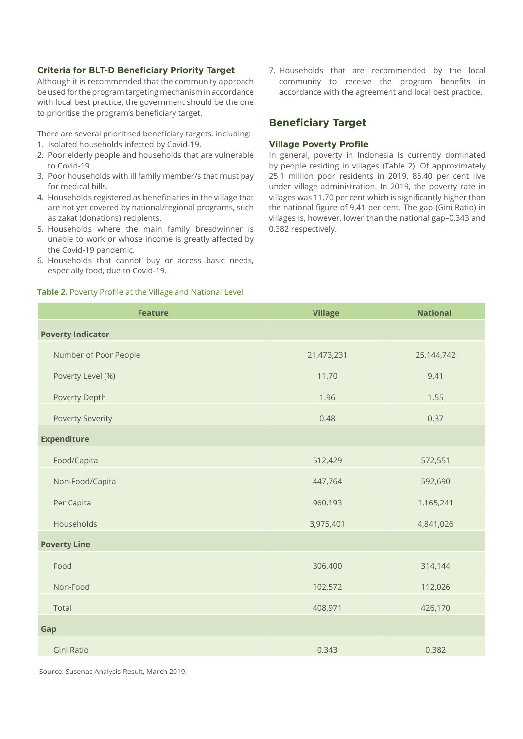### Criteria for BLT-D Beneficiary Priority Target

Although it is recommended that the community approach be used for the program targeting mechanism in accordance with local best practice, the government should be the one to prioritise the program's beneficiary target.

There are several prioritised beneficiary targets, including:

1. Isolated households infected by Covid-19.
2. Poor elderly people and households that are vulnerable to Covid-19.
3. Poor households with ill family member/s that must pay for medical bills.
4. Households registered as beneficiaries in the village that are not yet covered by national/regional programs, such as zakat (donations) recipients.
5. Households where the main family breadwinner is unable to work or whose income is greatly affected by the Covid-19 pandemic.
6. Households that cannot buy or access basic needs, especially food, due to Covid-19.
7. Households that are recommended by the local community to receive the program benefits in accordance with the agreement and local best practice.

## Beneficiary Target

### Village Poverty Profile

In general, poverty in Indonesia is currently dominated by people residing in villages (Table 2). Of approximately 25.1 million poor residents in 2019, 85.40 per cent live under village administration. In 2019, the poverty rate in villages was 11.70 per cent which is significantly higher than the national figure of 9.41 per cent. The gap (Gini Ratio) in villages is, however, lower than the national gap–0.343 and 0.382 respectively.

**Table 2.** Poverty Profile at the Village and National Level

| Feature | Village | National |
|---|---|---|
| **Poverty Indicator** | | |
| Number of Poor People | 21,473,231 | 25,144,742 |
| Poverty Level (%) | 11.70 | 9.41 |
| Poverty Depth | 1.96 | 1.55 |
| Poverty Severity | 0.48 | 0.37 |
| **Expenditure** | | |
| Food/Capita | 512,429 | 572,551 |
| Non-Food/Capita | 447,764 | 592,690 |
| Per Capita | 960,193 | 1,165,241 |
| Households | 3,975,401 | 4,841,026 |
| **Poverty Line** | | |
| Food | 306,400 | 314,144 |
| Non-Food | 102,572 | 112,026 |
| Total | 408,971 | 426,170 |
| **Gap** | | |
| Gini Ratio | 0.343 | 0.382 |

Source: Susenas Analysis Result, March 2019.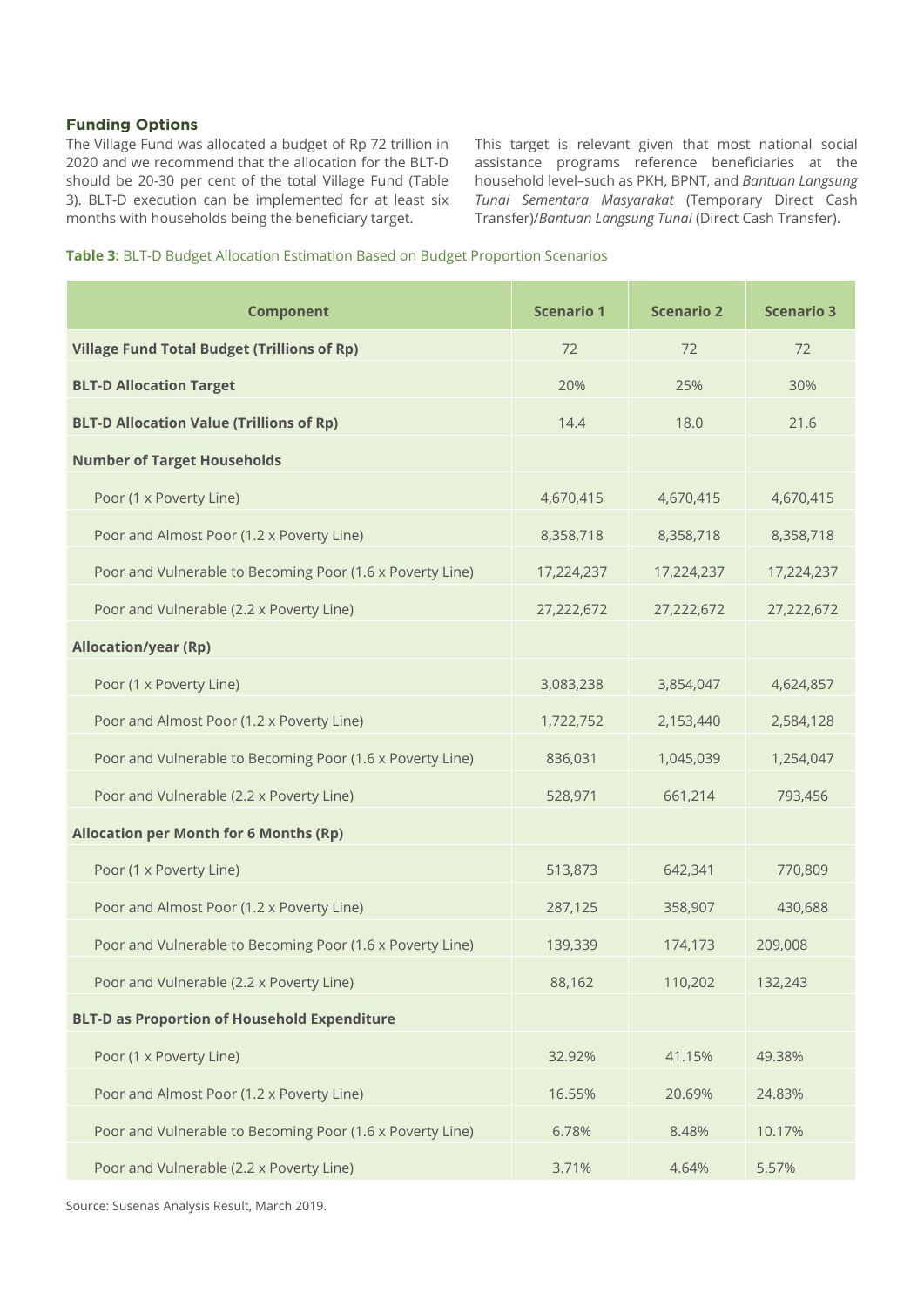### Funding Options

The Village Fund was allocated a budget of Rp 72 trillion in 2020 and we recommend that the allocation for the BLT-D should be 20-30 per cent of the total Village Fund (Table 3). BLT-D execution can be implemented for at least six months with households being the beneficiary target.

This target is relevant given that most national social assistance programs reference beneficiaries at the household level–such as PKH, BPNT, and *Bantuan Langsung Tunai Sementara Masyarakat* (Temporary Direct Cash Transfer)/*Bantuan Langsung Tunai* (Direct Cash Transfer).

**Table 3:** BLT-D Budget Allocation Estimation Based on Budget Proportion Scenarios

| Component | Scenario 1 | Scenario 2 | Scenario 3 |
|---|---|---|---|
| **Village Fund Total Budget (Trillions of Rp)** | 72 | 72 | 72 |
| **BLT-D Allocation Target** | 20% | 25% | 30% |
| **BLT-D Allocation Value (Trillions of Rp)** | 14.4 | 18.0 | 21.6 |
| **Number of Target Households** | | | |
| Poor (1 x Poverty Line) | 4,670,415 | 4,670,415 | 4,670,415 |
| Poor and Almost Poor (1.2 x Poverty Line) | 8,358,718 | 8,358,718 | 8,358,718 |
| Poor and Vulnerable to Becoming Poor (1.6 x Poverty Line) | 17,224,237 | 17,224,237 | 17,224,237 |
| Poor and Vulnerable (2.2 x Poverty Line) | 27,222,672 | 27,222,672 | 27,222,672 |
| **Allocation/year (Rp)** | | | |
| Poor (1 x Poverty Line) | 3,083,238 | 3,854,047 | 4,624,857 |
| Poor and Almost Poor (1.2 x Poverty Line) | 1,722,752 | 2,153,440 | 2,584,128 |
| Poor and Vulnerable to Becoming Poor (1.6 x Poverty Line) | 836,031 | 1,045,039 | 1,254,047 |
| Poor and Vulnerable (2.2 x Poverty Line) | 528,971 | 661,214 | 793,456 |
| **Allocation per Month for 6 Months (Rp)** | | | |
| Poor (1 x Poverty Line) | 513,873 | 642,341 | 770,809 |
| Poor and Almost Poor (1.2 x Poverty Line) | 287,125 | 358,907 | 430,688 |
| Poor and Vulnerable to Becoming Poor (1.6 x Poverty Line) | 139,339 | 174,173 | 209,008 |
| Poor and Vulnerable (2.2 x Poverty Line) | 88,162 | 110,202 | 132,243 |
| **BLT-D as Proportion of Household Expenditure** | | | |
| Poor (1 x Poverty Line) | 32.92% | 41.15% | 49.38% |
| Poor and Almost Poor (1.2 x Poverty Line) | 16.55% | 20.69% | 24.83% |
| Poor and Vulnerable to Becoming Poor (1.6 x Poverty Line) | 6.78% | 8.48% | 10.17% |
| Poor and Vulnerable (2.2 x Poverty Line) | 3.71% | 4.64% | 5.57% |

Source: Susenas Analysis Result, March 2019.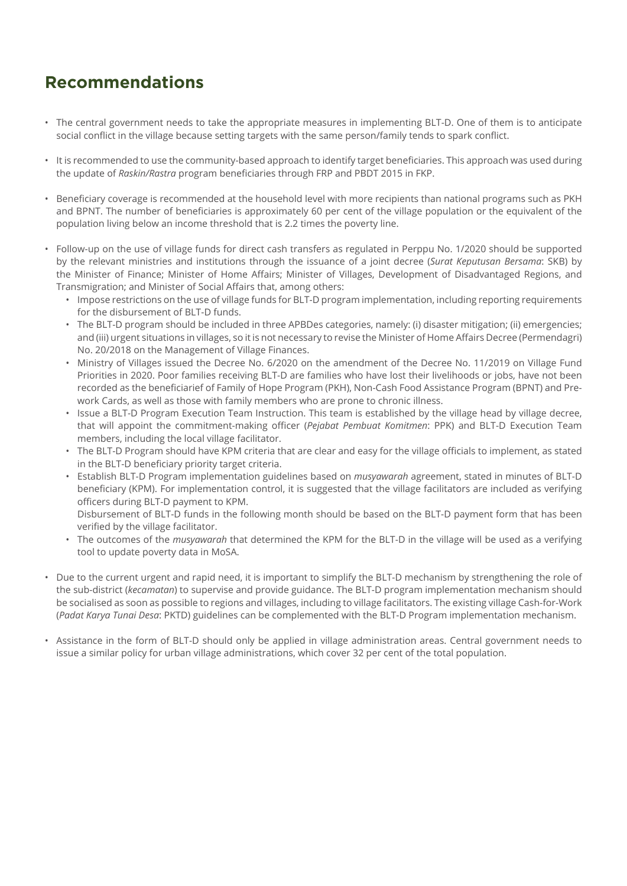## Recommendations

- The central government needs to take the appropriate measures in implementing BLT-D. One of them is to anticipate social conflict in the village because setting targets with the same person/family tends to spark conflict.
- It is recommended to use the community-based approach to identify target beneficiaries. This approach was used during the update of *Raskin/Rastra* program beneficiaries through FRP and PBDT 2015 in FKP.
- Beneficiary coverage is recommended at the household level with more recipients than national programs such as PKH and BPNT. The number of beneficiaries is approximately 60 per cent of the village population or the equivalent of the population living below an income threshold that is 2.2 times the poverty line.
- Follow-up on the use of village funds for direct cash transfers as regulated in Perppu No. 1/2020 should be supported by the relevant ministries and institutions through the issuance of a joint decree (*Surat Keputusan Bersama*: SKB) by the Minister of Finance; Minister of Home Affairs; Minister of Villages, Development of Disadvantaged Regions, and Transmigration; and Minister of Social Affairs that, among others:
  - Impose restrictions on the use of village funds for BLT-D program implementation, including reporting requirements for the disbursement of BLT-D funds.
  - The BLT-D program should be included in three APBDes categories, namely: (i) disaster mitigation; (ii) emergencies; and (iii) urgent situations in villages, so it is not necessary to revise the Minister of Home Affairs Decree (Permendagri) No. 20/2018 on the Management of Village Finances.
  - Ministry of Villages issued the Decree No. 6/2020 on the amendment of the Decree No. 11/2019 on Village Fund Priorities in 2020. Poor families receiving BLT-D are families who have lost their livelihoods or jobs, have not been recorded as the beneficiarief of Family of Hope Program (PKH), Non-Cash Food Assistance Program (BPNT) and Pre-work Cards, as well as those with family members who are prone to chronic illness.
  - Issue a BLT-D Program Execution Team Instruction. This team is established by the village head by village decree, that will appoint the commitment-making officer (*Pejabat Pembuat Komitmen*: PPK) and BLT-D Execution Team members, including the local village facilitator.
  - The BLT-D Program should have KPM criteria that are clear and easy for the village officials to implement, as stated in the BLT-D beneficiary priority target criteria.
  - Establish BLT-D Program implementation guidelines based on *musyawarah* agreement, stated in minutes of BLT-D beneficiary (KPM). For implementation control, it is suggested that the village facilitators are included as verifying officers during BLT-D payment to KPM.
    
    Disbursement of BLT-D funds in the following month should be based on the BLT-D payment form that has been verified by the village facilitator.
  - The outcomes of the *musyawarah* that determined the KPM for the BLT-D in the village will be used as a verifying tool to update poverty data in MoSA.
- Due to the current urgent and rapid need, it is important to simplify the BLT-D mechanism by strengthening the role of the sub-district (*kecamatan*) to supervise and provide guidance. The BLT-D program implementation mechanism should be socialised as soon as possible to regions and villages, including to village facilitators. The existing village Cash-for-Work (*Padat Karya Tunai Desa*: PKTD) guidelines can be complemented with the BLT-D Program implementation mechanism.
- Assistance in the form of BLT-D should only be applied in village administration areas. Central government needs to issue a similar policy for urban village administrations, which cover 32 per cent of the total population.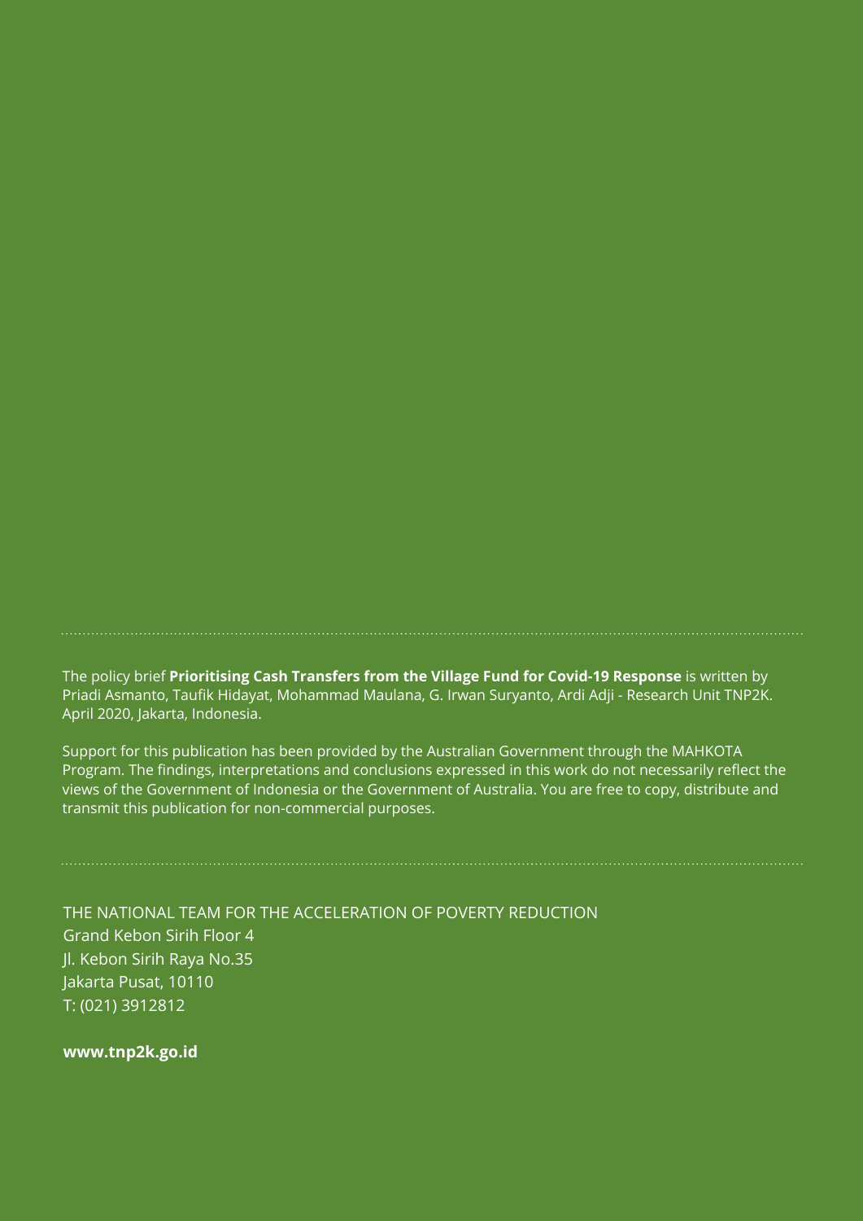The policy brief **Prioritising Cash Transfers from the Village Fund for Covid-19 Response** is written by Priadi Asmanto, Taufik Hidayat, Mohammad Maulana, G. Irwan Suryanto, Ardi Adji - Research Unit TNP2K. April 2020, Jakarta, Indonesia.

Support for this publication has been provided by the Australian Government through the MAHKOTA Program. The findings, interpretations and conclusions expressed in this work do not necessarily reflect the views of the Government of Indonesia or the Government of Australia. You are free to copy, distribute and transmit this publication for non-commercial purposes.

THE NATIONAL TEAM FOR THE ACCELERATION OF POVERTY REDUCTION
Grand Kebon Sirih Floor 4
Jl. Kebon Sirih Raya No.35
Jakarta Pusat, 10110
T: (021) 3912812

**www.tnp2k.go.id**